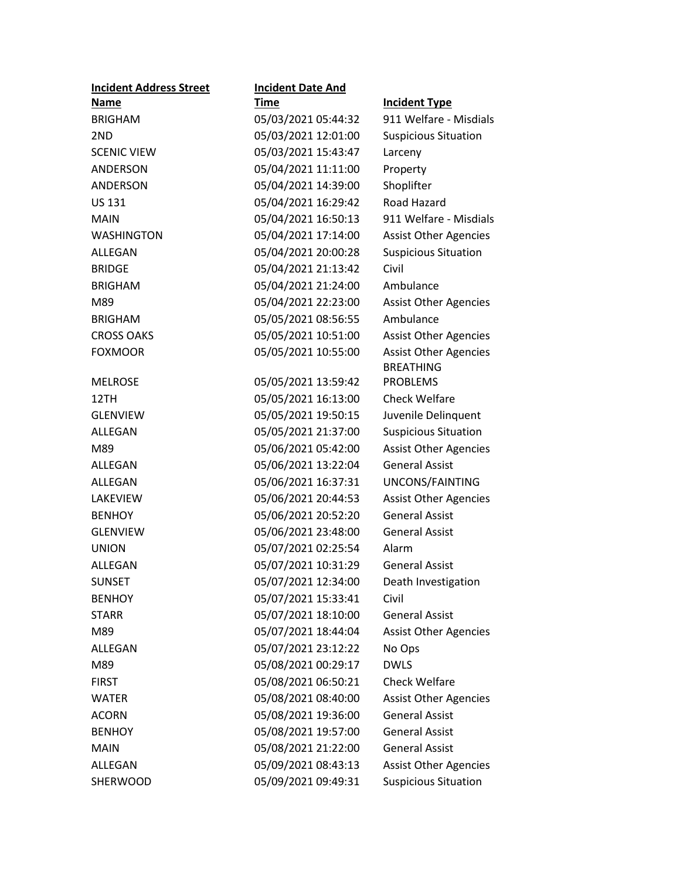| Incident Address Street Name | Incident Date And Time | Incident Type |
| --- | --- | --- |
| BRIGHAM | 05/03/2021 05:44:32 | 911 Welfare - Misdials |
| 2ND | 05/03/2021 12:01:00 | Suspicious Situation |
| SCENIC VIEW | 05/03/2021 15:43:47 | Larceny |
| ANDERSON | 05/04/2021 11:11:00 | Property |
| ANDERSON | 05/04/2021 14:39:00 | Shoplifter |
| US 131 | 05/04/2021 16:29:42 | Road Hazard |
| MAIN | 05/04/2021 16:50:13 | 911 Welfare - Misdials |
| WASHINGTON | 05/04/2021 17:14:00 | Assist Other Agencies |
| ALLEGAN | 05/04/2021 20:00:28 | Suspicious Situation |
| BRIDGE | 05/04/2021 21:13:42 | Civil |
| BRIGHAM | 05/04/2021 21:24:00 | Ambulance |
| M89 | 05/04/2021 22:23:00 | Assist Other Agencies |
| BRIGHAM | 05/05/2021 08:56:55 | Ambulance |
| CROSS OAKS | 05/05/2021 10:51:00 | Assist Other Agencies |
| FOXMOOR | 05/05/2021 10:55:00 | Assist Other Agencies |
| MELROSE | 05/05/2021 13:59:42 | BREATHING PROBLEMS |
| 12TH | 05/05/2021 16:13:00 | Check Welfare |
| GLENVIEW | 05/05/2021 19:50:15 | Juvenile Delinquent |
| ALLEGAN | 05/05/2021 21:37:00 | Suspicious Situation |
| M89 | 05/06/2021 05:42:00 | Assist Other Agencies |
| ALLEGAN | 05/06/2021 13:22:04 | General Assist |
| ALLEGAN | 05/06/2021 16:37:31 | UNCONS/FAINTING |
| LAKEVIEW | 05/06/2021 20:44:53 | Assist Other Agencies |
| BENHOY | 05/06/2021 20:52:20 | General Assist |
| GLENVIEW | 05/06/2021 23:48:00 | General Assist |
| UNION | 05/07/2021 02:25:54 | Alarm |
| ALLEGAN | 05/07/2021 10:31:29 | General Assist |
| SUNSET | 05/07/2021 12:34:00 | Death Investigation |
| BENHOY | 05/07/2021 15:33:41 | Civil |
| STARR | 05/07/2021 18:10:00 | General Assist |
| M89 | 05/07/2021 18:44:04 | Assist Other Agencies |
| ALLEGAN | 05/07/2021 23:12:22 | No Ops |
| M89 | 05/08/2021 00:29:17 | DWLS |
| FIRST | 05/08/2021 06:50:21 | Check Welfare |
| WATER | 05/08/2021 08:40:00 | Assist Other Agencies |
| ACORN | 05/08/2021 19:36:00 | General Assist |
| BENHOY | 05/08/2021 19:57:00 | General Assist |
| MAIN | 05/08/2021 21:22:00 | General Assist |
| ALLEGAN | 05/09/2021 08:43:13 | Assist Other Agencies |
| SHERWOOD | 05/09/2021 09:49:31 | Suspicious Situation |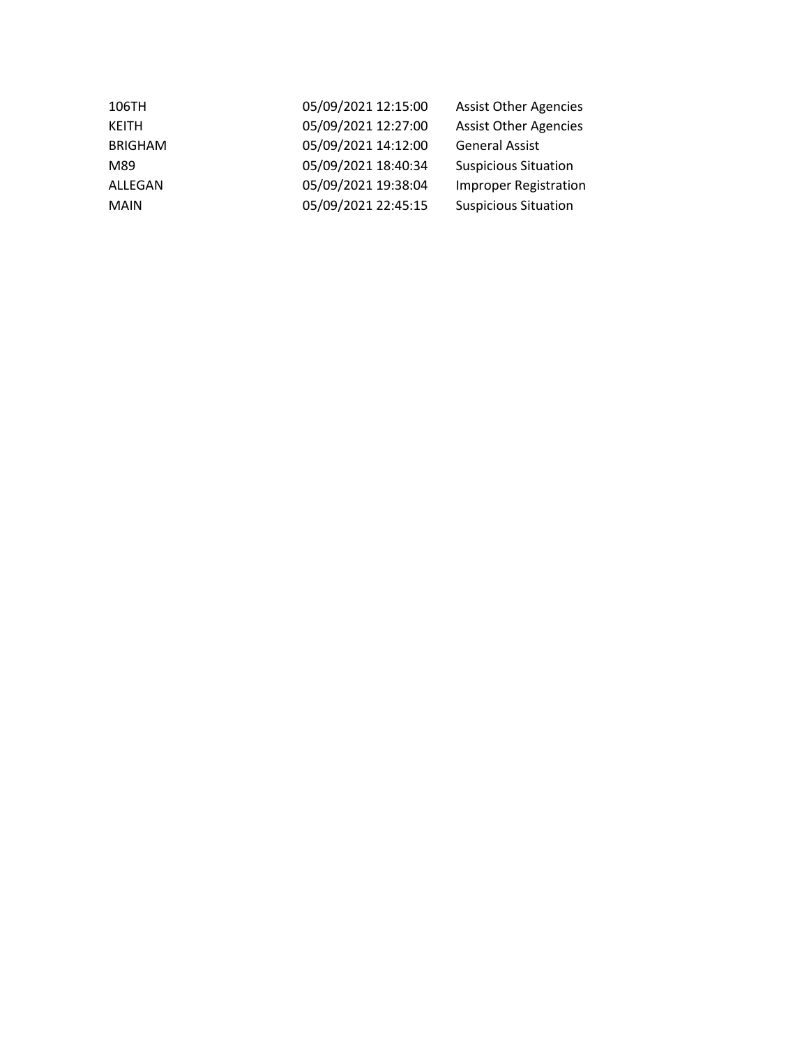| | | |
|---|---|---|
| 106TH | 05/09/2021 12:15:00 | Assist Other Agencies |
| KEITH | 05/09/2021 12:27:00 | Assist Other Agencies |
| BRIGHAM | 05/09/2021 14:12:00 | General Assist |
| M89 | 05/09/2021 18:40:34 | Suspicious Situation |
| ALLEGAN | 05/09/2021 19:38:04 | Improper Registration |
| MAIN | 05/09/2021 22:45:15 | Suspicious Situation |